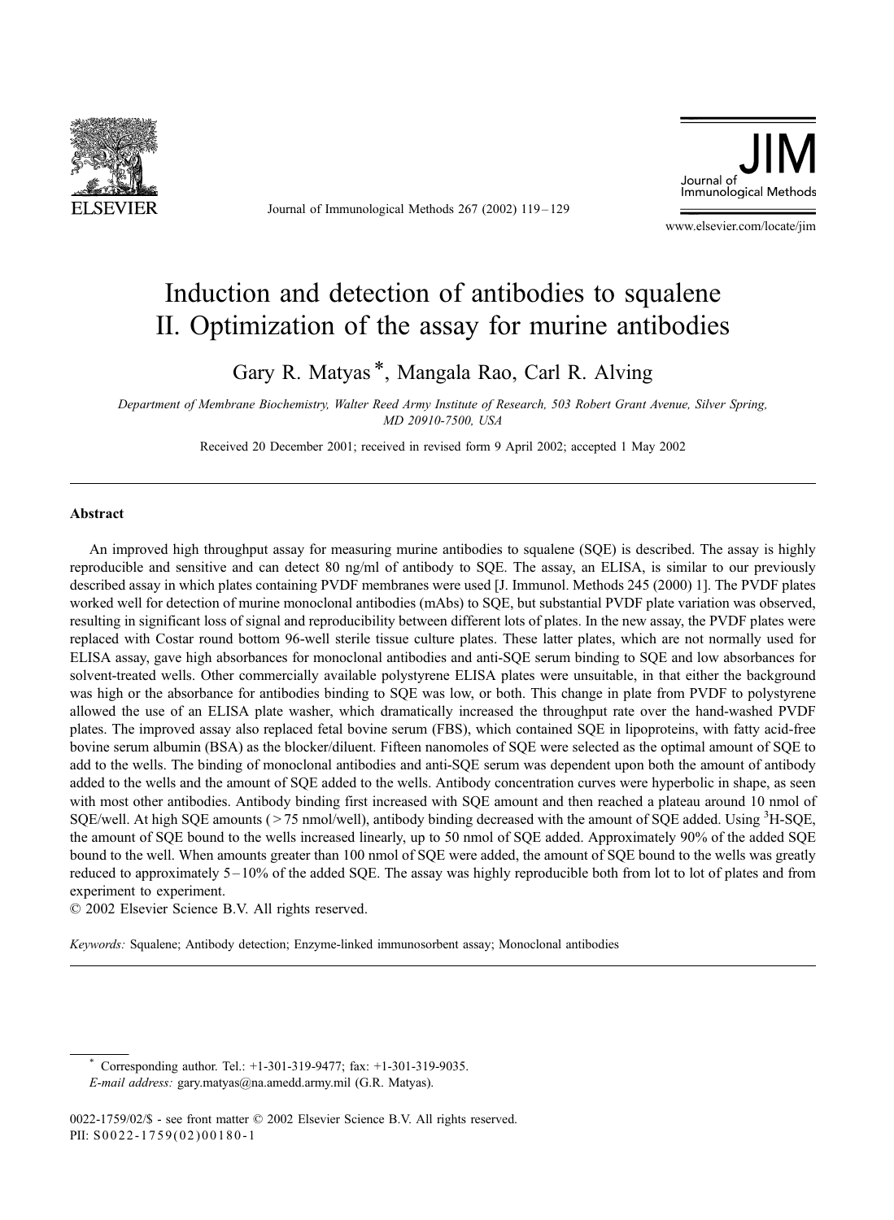# Induction and detection of antibodies to squalene II. Optimization of the assay for murine antibodies

Gary R. Matyas *, Mangala Rao, Carl R. Alving

*Department of Membrane Biochemistry, Walter Reed Army Institute of Research, 503 Robert Grant Avenue, Silver Spring, MD 20910-7500, USA*

Received 20 December 2001; received in revised form 9 April 2002; accepted 1 May 2002

## Abstract

An improved high throughput assay for measuring murine antibodies to squalene (SQE) is described. The assay is highly reproducible and sensitive and can detect 80 ng/ml of antibody to SQE. The assay, an ELISA, is similar to our previously described assay in which plates containing PVDF membranes were used [J. Immunol. Methods 245 (2000) 1]. The PVDF plates worked well for detection of murine monoclonal antibodies (mAbs) to SQE, but substantial PVDF plate variation was observed, resulting in significant loss of signal and reproducibility between different lots of plates. In the new assay, the PVDF plates were replaced with Costar round bottom 96-well sterile tissue culture plates. These latter plates, which are not normally used for ELISA assay, gave high absorbances for monoclonal antibodies and anti-SQE serum binding to SQE and low absorbances for solvent-treated wells. Other commercially available polystyrene ELISA plates were unsuitable, in that either the background was high or the absorbance for antibodies binding to SQE was low, or both. This change in plate from PVDF to polystyrene allowed the use of an ELISA plate washer, which dramatically increased the throughput rate over the hand-washed PVDF plates. The improved assay also replaced fetal bovine serum (FBS), which contained SQE in lipoproteins, with fatty acid-free bovine serum albumin (BSA) as the blocker/diluent. Fifteen nanomoles of SQE were selected as the optimal amount of SQE to add to the wells. The binding of monoclonal antibodies and anti-SQE serum was dependent upon both the amount of antibody added to the wells and the amount of SQE added to the wells. Antibody concentration curves were hyperbolic in shape, as seen with most other antibodies. Antibody binding first increased with SQE amount and then reached a plateau around 10 nmol of SQE/well. At high SQE amounts (> 75 nmol/well), antibody binding decreased with the amount of SQE added. Using $^{3}$H-SQE, the amount of SQE bound to the wells increased linearly, up to 50 nmol of SQE added. Approximately 90% of the added SQE bound to the well. When amounts greater than 100 nmol of SQE were added, the amount of SQE bound to the wells was greatly reduced to approximately 5–10% of the added SQE. The assay was highly reproducible both from lot to lot of plates and from experiment to experiment.

© 2002 Elsevier Science B.V. All rights reserved.

*Keywords:* Squalene; Antibody detection; Enzyme-linked immunosorbent assay; Monoclonal antibodies

---

\* Corresponding author. Tel.: +1-301-319-9477; fax: +1-301-319-9035.
*E-mail address:* gary.matyas@na.amedd.army.mil (G.R. Matyas).

0022-1759/02/$ - see front matter © 2002 Elsevier Science B.V. All rights reserved.
PII: S0022-1759(02)00180-1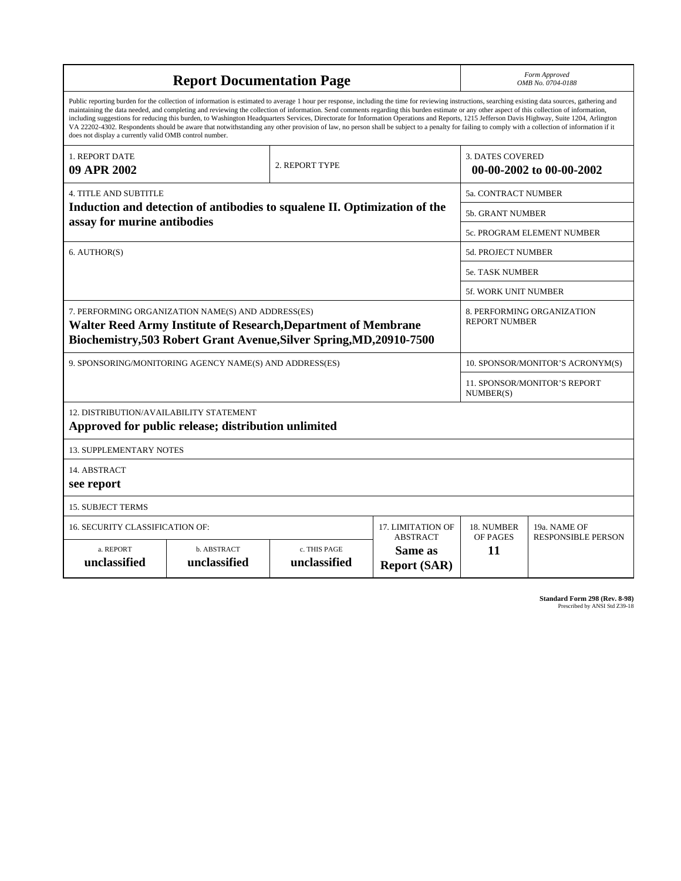# Report Documentation Page

*Form Approved*
*OMB No. 0704-0188*

Public reporting burden for the collection of information is estimated to average 1 hour per response, including the time for reviewing instructions, searching existing data sources, gathering and maintaining the data needed, and completing and reviewing the collection of information. Send comments regarding this burden estimate or any other aspect of this collection of information, including suggestions for reducing this burden, to Washington Headquarters Services, Directorate for Information Operations and Reports, 1215 Jefferson Davis Highway, Suite 1204, Arlington VA 22202-4302. Respondents should be aware that notwithstanding any other provision of law, no person shall be subject to a penalty for failing to comply with a collection of information if it does not display a currently valid OMB control number.

| 1. REPORT DATE | 2. REPORT TYPE | 3. DATES COVERED |
|---|---|---|
| **09 APR 2002** | | **00-00-2002 to 00-00-2002** |

| 4. TITLE AND SUBTITLE | |
|---|---|
| **Induction and detection of antibodies to squalene II. Optimization of the assay for murine antibodies** | 5a. CONTRACT NUMBER |
| | 5b. GRANT NUMBER |
| | 5c. PROGRAM ELEMENT NUMBER |
| 6. AUTHOR(S) | 5d. PROJECT NUMBER |
| | 5e. TASK NUMBER |
| | 5f. WORK UNIT NUMBER |
| 7. PERFORMING ORGANIZATION NAME(S) AND ADDRESS(ES) **Walter Reed Army Institute of Research,Department of Membrane Biochemistry,503 Robert Grant Avenue,Silver Spring,MD,20910-7500** | 8. PERFORMING ORGANIZATION REPORT NUMBER |
| 9. SPONSORING/MONITORING AGENCY NAME(S) AND ADDRESS(ES) | 10. SPONSOR/MONITOR'S ACRONYM(S) |
| | 11. SPONSOR/MONITOR'S REPORT NUMBER(S) |

12. DISTRIBUTION/AVAILABILITY STATEMENT
**Approved for public release; distribution unlimited**

13. SUPPLEMENTARY NOTES

14. ABSTRACT
**see report**

15. SUBJECT TERMS

| 16. SECURITY CLASSIFICATION OF: | | | 17. LIMITATION OF ABSTRACT | 18. NUMBER OF PAGES | 19a. NAME OF RESPONSIBLE PERSON |
|---|---|---|---|---|---|
| a. REPORT | b. ABSTRACT | c. THIS PAGE | | | |
| **unclassified** | **unclassified** | **unclassified** | **Same as Report (SAR)** | **11** | |

**Standard Form 298 (Rev. 8-98)**
Prescribed by ANSI Std Z39-18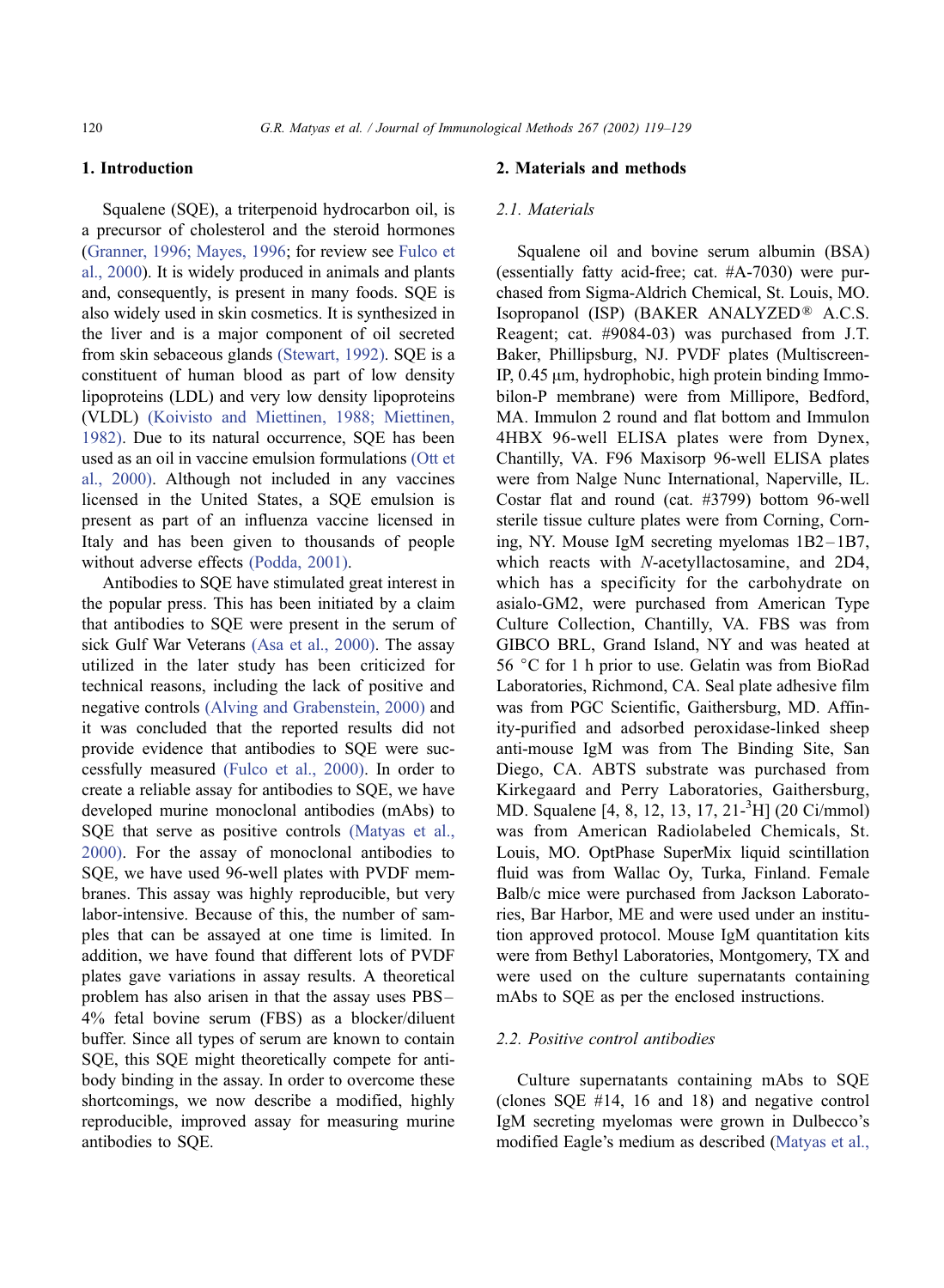## 1. Introduction

Squalene (SQE), a triterpenoid hydrocarbon oil, is a precursor of cholesterol and the steroid hormones (Granner, 1996; Mayes, 1996; for review see Fulco et al., 2000). It is widely produced in animals and plants and, consequently, is present in many foods. SQE is also widely used in skin cosmetics. It is synthesized in the liver and is a major component of oil secreted from skin sebaceous glands (Stewart, 1992). SQE is a constituent of human blood as part of low density lipoproteins (LDL) and very low density lipoproteins (VLDL) (Koivisto and Miettinen, 1988; Miettinen, 1982). Due to its natural occurrence, SQE has been used as an oil in vaccine emulsion formulations (Ott et al., 2000). Although not included in any vaccines licensed in the United States, a SQE emulsion is present as part of an influenza vaccine licensed in Italy and has been given to thousands of people without adverse effects (Podda, 2001).

Antibodies to SQE have stimulated great interest in the popular press. This has been initiated by a claim that antibodies to SQE were present in the serum of sick Gulf War Veterans (Asa et al., 2000). The assay utilized in the later study has been criticized for technical reasons, including the lack of positive and negative controls (Alving and Grabenstein, 2000) and it was concluded that the reported results did not provide evidence that antibodies to SQE were successfully measured (Fulco et al., 2000). In order to create a reliable assay for antibodies to SQE, we have developed murine monoclonal antibodies (mAbs) to SQE that serve as positive controls (Matyas et al., 2000). For the assay of monoclonal antibodies to SQE, we have used 96-well plates with PVDF membranes. This assay was highly reproducible, but very labor-intensive. Because of this, the number of samples that can be assayed at one time is limited. In addition, we have found that different lots of PVDF plates gave variations in assay results. A theoretical problem has also arisen in that the assay uses PBS–4% fetal bovine serum (FBS) as a blocker/diluent buffer. Since all types of serum are known to contain SQE, this SQE might theoretically compete for antibody binding in the assay. In order to overcome these shortcomings, we now describe a modified, highly reproducible, improved assay for measuring murine antibodies to SQE.

## 2. Materials and methods

### 2.1. Materials

Squalene oil and bovine serum albumin (BSA) (essentially fatty acid-free; cat. #A-7030) were purchased from Sigma-Aldrich Chemical, St. Louis, MO. Isopropanol (ISP) (BAKER ANALYZED® A.C.S. Reagent; cat. #9084-03) was purchased from J.T. Baker, Phillipsburg, NJ. PVDF plates (Multiscreen-IP, 0.45 μm, hydrophobic, high protein binding Immobilon-P membrane) were from Millipore, Bedford, MA. Immulon 2 round and flat bottom and Immulon 4HBX 96-well ELISA plates were from Dynex, Chantilly, VA. F96 Maxisorp 96-well ELISA plates were from Nalge Nunc International, Naperville, IL. Costar flat and round (cat. #3799) bottom 96-well sterile tissue culture plates were from Corning, Corning, NY. Mouse IgM secreting myelomas 1B2–1B7, which reacts with *N*-acetyllactosamine, and 2D4, which has a specificity for the carbohydrate on asialo-GM2, were purchased from American Type Culture Collection, Chantilly, VA. FBS was from GIBCO BRL, Grand Island, NY and was heated at 56 °C for 1 h prior to use. Gelatin was from BioRad Laboratories, Richmond, CA. Seal plate adhesive film was from PGC Scientific, Gaithersburg, MD. Affinity-purified and adsorbed peroxidase-linked sheep anti-mouse IgM was from The Binding Site, San Diego, CA. ABTS substrate was purchased from Kirkegaard and Perry Laboratories, Gaithersburg, MD. Squalene [4, 8, 12, 13, 17, 21-$^{3}$H] (20 Ci/mmol) was from American Radiolabeled Chemicals, St. Louis, MO. OptPhase SuperMix liquid scintillation fluid was from Wallac Oy, Turka, Finland. Female Balb/c mice were purchased from Jackson Laboratories, Bar Harbor, ME and were used under an institution approved protocol. Mouse IgM quantitation kits were from Bethyl Laboratories, Montgomery, TX and were used on the culture supernatants containing mAbs to SQE as per the enclosed instructions.

### 2.2. Positive control antibodies

Culture supernatants containing mAbs to SQE (clones SQE #14, 16 and 18) and negative control IgM secreting myelomas were grown in Dulbecco's modified Eagle's medium as described (Matyas et al.,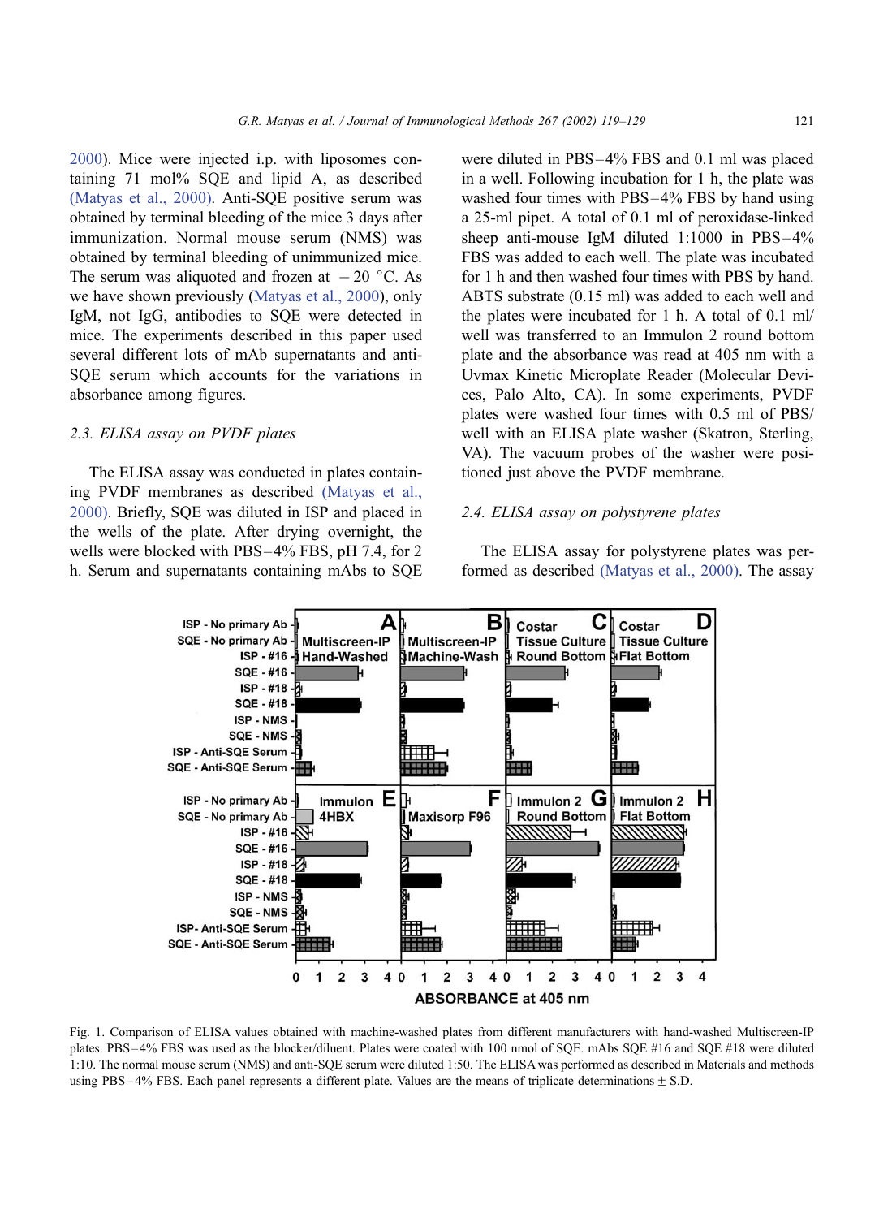2000). Mice were injected i.p. with liposomes containing 71 mol% SQE and lipid A, as described (Matyas et al., 2000). Anti-SQE positive serum was obtained by terminal bleeding of the mice 3 days after immunization. Normal mouse serum (NMS) was obtained by terminal bleeding of unimmunized mice. The serum was aliquoted and frozen at − 20 °C. As we have shown previously (Matyas et al., 2000), only IgM, not IgG, antibodies to SQE were detected in mice. The experiments described in this paper used several different lots of mAb supernatants and anti-SQE serum which accounts for the variations in absorbance among figures.

### 2.3. ELISA assay on PVDF plates

The ELISA assay was conducted in plates containing PVDF membranes as described (Matyas et al., 2000). Briefly, SQE was diluted in ISP and placed in the wells of the plate. After drying overnight, the wells were blocked with PBS–4% FBS, pH 7.4, for 2 h. Serum and supernatants containing mAbs to SQE were diluted in PBS–4% FBS and 0.1 ml was placed in a well. Following incubation for 1 h, the plate was washed four times with PBS–4% FBS by hand using a 25-ml pipet. A total of 0.1 ml of peroxidase-linked sheep anti-mouse IgM diluted 1:1000 in PBS–4% FBS was added to each well. The plate was incubated for 1 h and then washed four times with PBS by hand. ABTS substrate (0.15 ml) was added to each well and the plates were incubated for 1 h. A total of 0.1 ml/well was transferred to an Immulon 2 round bottom plate and the absorbance was read at 405 nm with a Uvmax Kinetic Microplate Reader (Molecular Devices, Palo Alto, CA). In some experiments, PVDF plates were washed four times with 0.5 ml of PBS/well with an ELISA plate washer (Skatron, Sterling, VA). The vacuum probes of the washer were positioned just above the PVDF membrane.

### 2.4. ELISA assay on polystyrene plates

The ELISA assay for polystyrene plates was performed as described (Matyas et al., 2000). The assay

Fig. 1. Comparison of ELISA values obtained with machine-washed plates from different manufacturers with hand-washed Multiscreen-IP plates. PBS–4% FBS was used as the blocker/diluent. Plates were coated with 100 nmol of SQE. mAbs SQE #16 and SQE #18 were diluted 1:10. The normal mouse serum (NMS) and anti-SQE serum were diluted 1:50. The ELISA was performed as described in Materials and methods using PBS–4% FBS. Each panel represents a different plate. Values are the means of triplicate determinations ± S.D.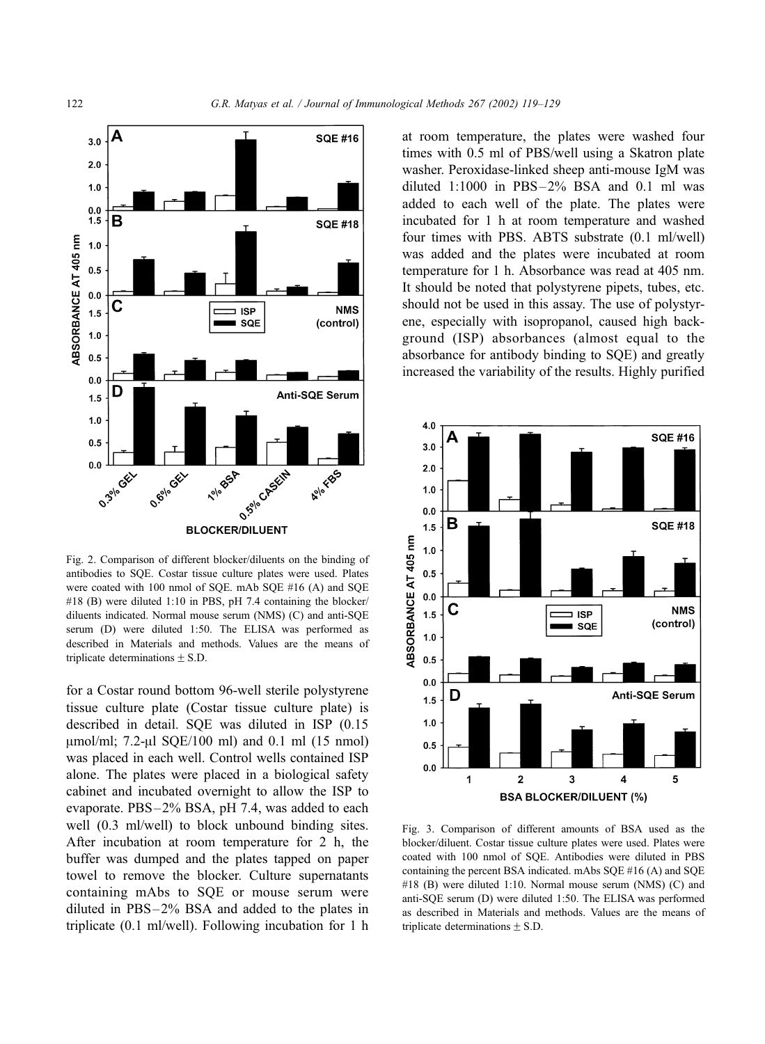Fig. 2. Comparison of different blocker/diluents on the binding of antibodies to SQE. Costar tissue culture plates were used. Plates were coated with 100 nmol of SQE. mAb SQE #16 (A) and SQE #18 (B) were diluted 1:10 in PBS, pH 7.4 containing the blocker/diluents indicated. Normal mouse serum (NMS) (C) and anti-SQE serum (D) were diluted 1:50. The ELISA was performed as described in Materials and methods. Values are the means of triplicate determinations ± S.D.

for a Costar round bottom 96-well sterile polystyrene tissue culture plate (Costar tissue culture plate) is described in detail. SQE was diluted in ISP (0.15 μmol/ml; 7.2-μl SQE/100 ml) and 0.1 ml (15 nmol) was placed in each well. Control wells contained ISP alone. The plates were placed in a biological safety cabinet and incubated overnight to allow the ISP to evaporate. PBS–2% BSA, pH 7.4, was added to each well (0.3 ml/well) to block unbound binding sites. After incubation at room temperature for 2 h, the buffer was dumped and the plates tapped on paper towel to remove the blocker. Culture supernatants containing mAbs to SQE or mouse serum were diluted in PBS–2% BSA and added to the plates in triplicate (0.1 ml/well). Following incubation for 1 h at room temperature, the plates were washed four times with 0.5 ml of PBS/well using a Skatron plate washer. Peroxidase-linked sheep anti-mouse IgM was diluted 1:1000 in PBS–2% BSA and 0.1 ml was added to each well of the plate. The plates were incubated for 1 h at room temperature and washed four times with PBS. ABTS substrate (0.1 ml/well) was added and the plates were incubated at room temperature for 1 h. Absorbance was read at 405 nm. It should be noted that polystyrene pipets, tubes, etc. should not be used in this assay. The use of polystyrene, especially with isopropanol, caused high background (ISP) absorbances (almost equal to the absorbance for antibody binding to SQE) and greatly increased the variability of the results. Highly purified

Fig. 3. Comparison of different amounts of BSA used as the blocker/diluent. Costar tissue culture plates were used. Plates were coated with 100 nmol of SQE. Antibodies were diluted in PBS containing the percent BSA indicated. mAbs SQE #16 (A) and SQE #18 (B) were diluted 1:10. Normal mouse serum (NMS) (C) and anti-SQE serum (D) were diluted 1:50. The ELISA was performed as described in Materials and methods. Values are the means of triplicate determinations ± S.D.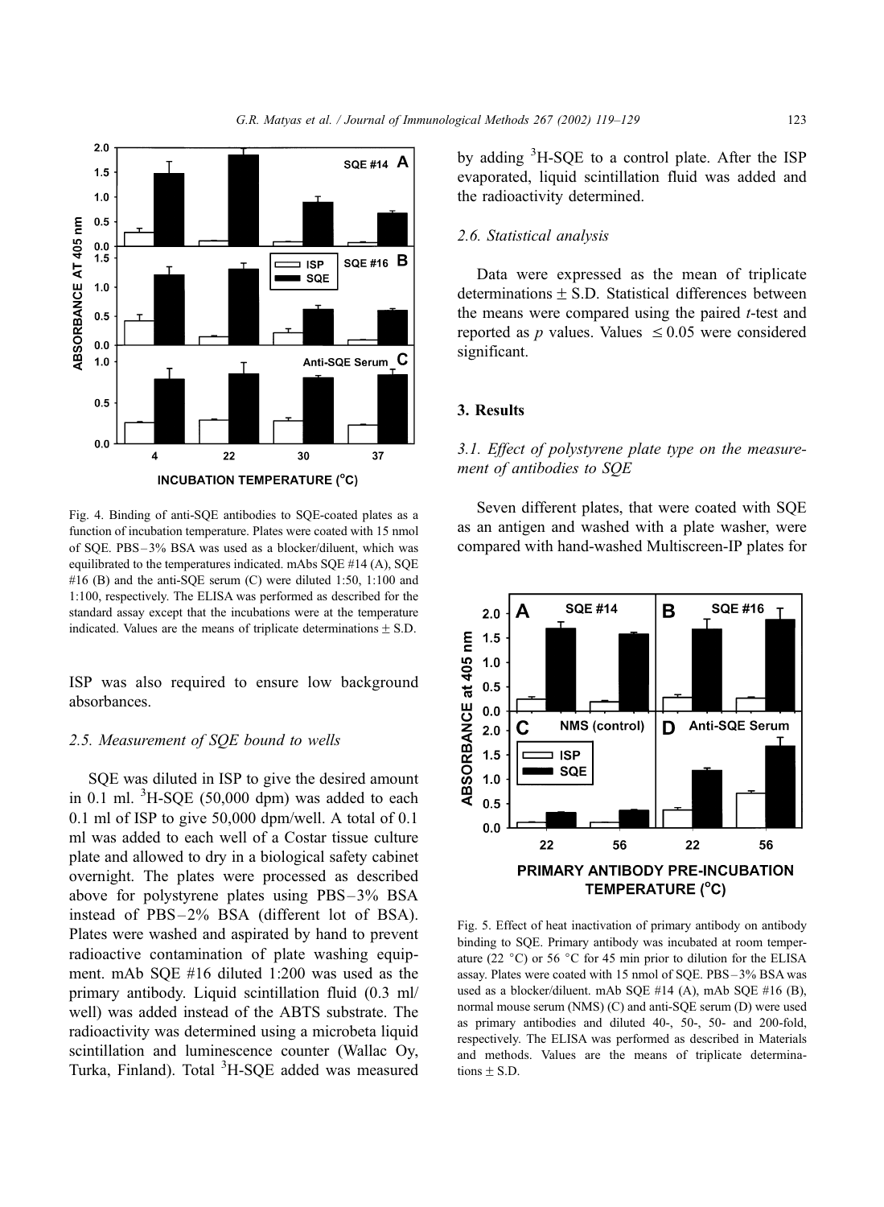Fig. 4. Binding of anti-SQE antibodies to SQE-coated plates as a function of incubation temperature. Plates were coated with 15 nmol of SQE. PBS–3% BSA was used as a blocker/diluent, which was equilibrated to the temperatures indicated. mAbs SQE #14 (A), SQE #16 (B) and the anti-SQE serum (C) were diluted 1:50, 1:100 and 1:100, respectively. The ELISA was performed as described for the standard assay except that the incubations were at the temperature indicated. Values are the means of triplicate determinations ± S.D.

ISP was also required to ensure low background absorbances.

### 2.5. Measurement of SQE bound to wells

SQE was diluted in ISP to give the desired amount in 0.1 ml. $^{3}$H-SQE (50,000 dpm) was added to each 0.1 ml of ISP to give 50,000 dpm/well. A total of 0.1 ml was added to each well of a Costar tissue culture plate and allowed to dry in a biological safety cabinet overnight. The plates were processed as described above for polystyrene plates using PBS–3% BSA instead of PBS–2% BSA (different lot of BSA). Plates were washed and aspirated by hand to prevent radioactive contamination of plate washing equipment. mAb SQE #16 diluted 1:200 was used as the primary antibody. Liquid scintillation fluid (0.3 ml/well) was added instead of the ABTS substrate. The radioactivity was determined using a microbeta liquid scintillation and luminescence counter (Wallac Oy, Turka, Finland). Total $^{3}$H-SQE added was measured by adding $^{3}$H-SQE to a control plate. After the ISP evaporated, liquid scintillation fluid was added and the radioactivity determined.

### 2.6. Statistical analysis

Data were expressed as the mean of triplicate determinations ± S.D. Statistical differences between the means were compared using the paired *t*-test and reported as *p* values. Values $\leq 0.05$ were considered significant.

## 3. Results

### 3.1. Effect of polystyrene plate type on the measurement of antibodies to SQE

Seven different plates, that were coated with SQE as an antigen and washed with a plate washer, were compared with hand-washed Multiscreen-IP plates for

Fig. 5. Effect of heat inactivation of primary antibody on antibody binding to SQE. Primary antibody was incubated at room temperature (22 °C) or 56 °C for 45 min prior to dilution for the ELISA assay. Plates were coated with 15 nmol of SQE. PBS–3% BSA was used as a blocker/diluent. mAb SQE #14 (A), mAb SQE #16 (B), normal mouse serum (NMS) (C) and anti-SQE serum (D) were used as primary antibodies and diluted 40-, 50-, 50- and 200-fold, respectively. The ELISA was performed as described in Materials and methods. Values are the means of triplicate determinations ± S.D.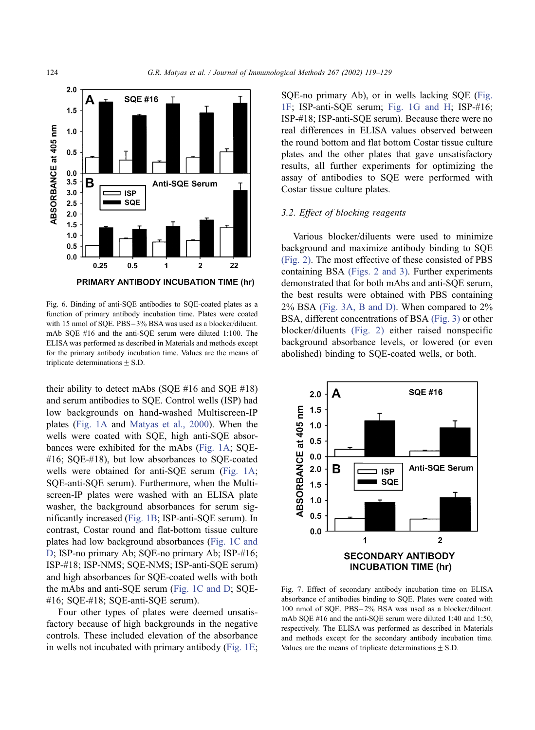Fig. 6. Binding of anti-SQE antibodies to SQE-coated plates as a function of primary antibody incubation time. Plates were coated with 15 nmol of SQE. PBS–3% BSA was used as a blocker/diluent. mAb SQE #16 and the anti-SQE serum were diluted 1:100. The ELISA was performed as described in Materials and methods except for the primary antibody incubation time. Values are the means of triplicate determinations ± S.D.

their ability to detect mAbs (SQE #16 and SQE #18) and serum antibodies to SQE. Control wells (ISP) had low backgrounds on hand-washed Multiscreen-IP plates (Fig. 1A and Matyas et al., 2000). When the wells were coated with SQE, high anti-SQE absorbances were exhibited for the mAbs (Fig. 1A; SQE-#16; SQE-#18), but low absorbances to SQE-coated wells were obtained for anti-SQE serum (Fig. 1A; SQE-anti-SQE serum). Furthermore, when the Multiscreen-IP plates were washed with an ELISA plate washer, the background absorbances for serum significantly increased (Fig. 1B; ISP-anti-SQE serum). In contrast, Costar round and flat-bottom tissue culture plates had low background absorbances (Fig. 1C and D; ISP-no primary Ab; SQE-no primary Ab; ISP-#16; ISP-#18; ISP-NMS; SQE-NMS; ISP-anti-SQE serum) and high absorbances for SQE-coated wells with both the mAbs and anti-SQE serum (Fig. 1C and D; SQE-#16; SQE-#18; SQE-anti-SQE serum).

Four other types of plates were deemed unsatisfactory because of high backgrounds in the negative controls. These included elevation of the absorbance in wells not incubated with primary antibody (Fig. 1E; SQE-no primary Ab), or in wells lacking SQE (Fig. 1F; ISP-anti-SQE serum; Fig. 1G and H; ISP-#16; ISP-#18; ISP-anti-SQE serum). Because there were no real differences in ELISA values observed between the round bottom and flat bottom Costar tissue culture plates and the other plates that gave unsatisfactory results, all further experiments for optimizing the assay of antibodies to SQE were performed with Costar tissue culture plates.

### 3.2. Effect of blocking reagents

Various blocker/diluents were used to minimize background and maximize antibody binding to SQE (Fig. 2). The most effective of these consisted of PBS containing BSA (Figs. 2 and 3). Further experiments demonstrated that for both mAbs and anti-SQE serum, the best results were obtained with PBS containing 2% BSA (Fig. 3A, B and D). When compared to 2% BSA, different concentrations of BSA (Fig. 3) or other blocker/diluents (Fig. 2) either raised nonspecific background absorbance levels, or lowered (or even abolished) binding to SQE-coated wells, or both.

Fig. 7. Effect of secondary antibody incubation time on ELISA absorbance of antibodies binding to SQE. Plates were coated with 100 nmol of SQE. PBS–2% BSA was used as a blocker/diluent. mAb SQE #16 and the anti-SQE serum were diluted 1:40 and 1:50, respectively. The ELISA was performed as described in Materials and methods except for the secondary antibody incubation time. Values are the means of triplicate determinations ± S.D.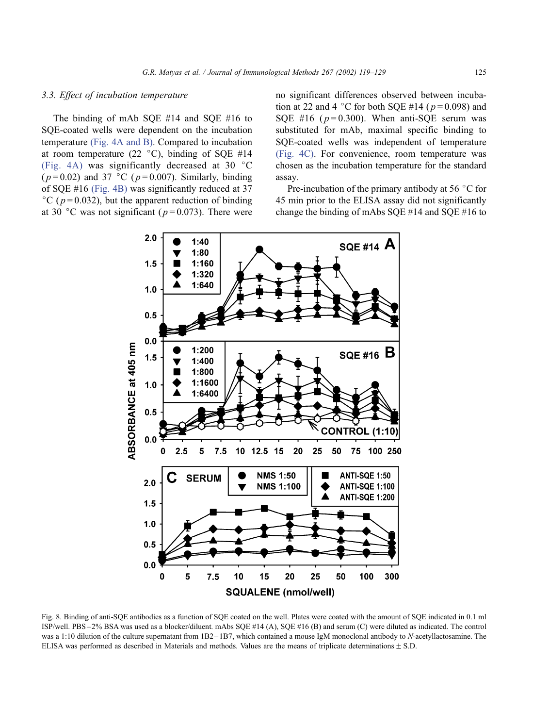### 3.3. Effect of incubation temperature

The binding of mAb SQE #14 and SQE #16 to SQE-coated wells were dependent on the incubation temperature (Fig. 4A and B). Compared to incubation at room temperature (22 °C), binding of SQE #14 (Fig. 4A) was significantly decreased at 30 °C ($p = 0.02$) and 37 °C ($p = 0.007$). Similarly, binding of SQE #16 (Fig. 4B) was significantly reduced at 37 °C ($p = 0.032$), but the apparent reduction of binding at 30 °C was not significant ($p = 0.073$). There were no significant differences observed between incubation at 22 and 4 °C for both SQE #14 ($p = 0.098$) and SQE #16 ($p = 0.300$). When anti-SQE serum was substituted for mAb, maximal specific binding to SQE-coated wells was independent of temperature (Fig. 4C). For convenience, room temperature was chosen as the incubation temperature for the standard assay.

Pre-incubation of the primary antibody at 56 °C for 45 min prior to the ELISA assay did not significantly change the binding of mAbs SQE #14 and SQE #16 to

Fig. 8. Binding of anti-SQE antibodies as a function of SQE coated on the well. Plates were coated with the amount of SQE indicated in 0.1 ml ISP/well. PBS–2% BSA was used as a blocker/diluent. mAbs SQE #14 (A), SQE #16 (B) and serum (C) were diluted as indicated. The control was a 1:10 dilution of the culture supernatant from 1B2–1B7, which contained a mouse IgM monoclonal antibody to *N*-acetyllactosamine. The ELISA was performed as described in Materials and methods. Values are the means of triplicate determinations ± S.D.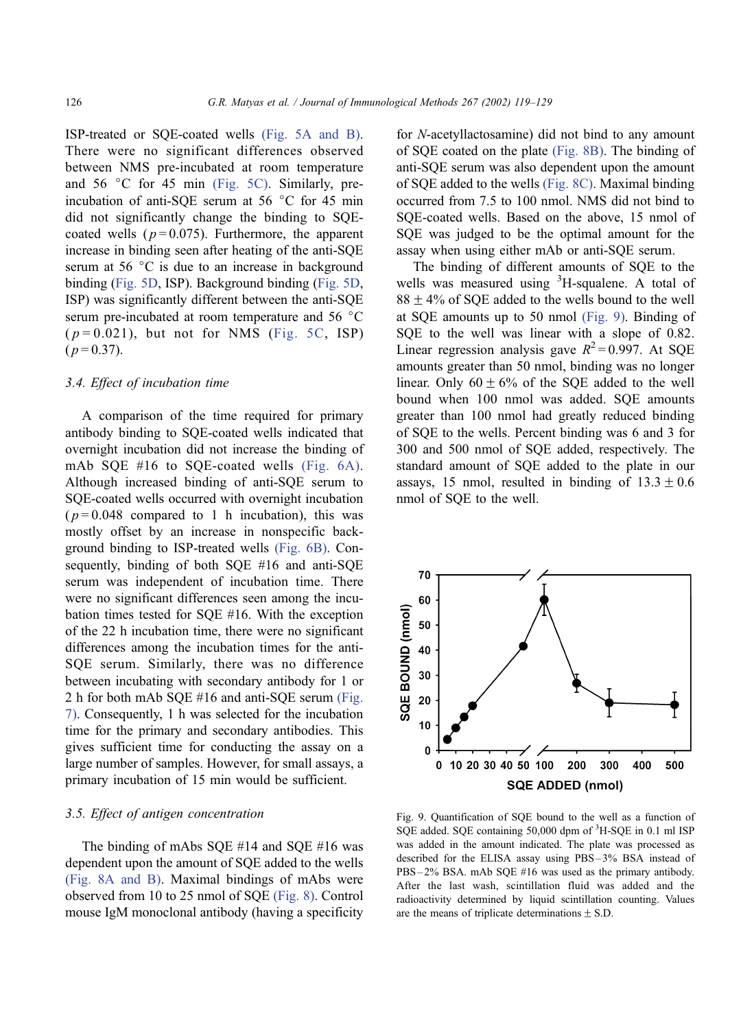ISP-treated or SQE-coated wells (Fig. 5A and B). There were no significant differences observed between NMS pre-incubated at room temperature and 56 °C for 45 min (Fig. 5C). Similarly, pre-incubation of anti-SQE serum at 56 °C for 45 min did not significantly change the binding to SQE-coated wells ($p = 0.075$). Furthermore, the apparent increase in binding seen after heating of the anti-SQE serum at 56 °C is due to an increase in background binding (Fig. 5D, ISP). Background binding (Fig. 5D, ISP) was significantly different between the anti-SQE serum pre-incubated at room temperature and 56 °C ($p = 0.021$), but not for NMS (Fig. 5C, ISP) ($p = 0.37$).

### 3.4. Effect of incubation time

A comparison of the time required for primary antibody binding to SQE-coated wells indicated that overnight incubation did not increase the binding of mAb SQE #16 to SQE-coated wells (Fig. 6A). Although increased binding of anti-SQE serum to SQE-coated wells occurred with overnight incubation ($p = 0.048$ compared to 1 h incubation), this was mostly offset by an increase in nonspecific background binding to ISP-treated wells (Fig. 6B). Consequently, binding of both SQE #16 and anti-SQE serum was independent of incubation time. There were no significant differences seen among the incubation times tested for SQE #16. With the exception of the 22 h incubation time, there were no significant differences among the incubation times for the anti-SQE serum. Similarly, there was no difference between incubating with secondary antibody for 1 or 2 h for both mAb SQE #16 and anti-SQE serum (Fig. 7). Consequently, 1 h was selected for the incubation time for the primary and secondary antibodies. This gives sufficient time for conducting the assay on a large number of samples. However, for small assays, a primary incubation of 15 min would be sufficient.

### 3.5. Effect of antigen concentration

The binding of mAbs SQE #14 and SQE #16 was dependent upon the amount of SQE added to the wells (Fig. 8A and B). Maximal bindings of mAbs were observed from 10 to 25 nmol of SQE (Fig. 8). Control mouse IgM monoclonal antibody (having a specificity for *N*-acetyllactosamine) did not bind to any amount of SQE coated on the plate (Fig. 8B). The binding of anti-SQE serum was also dependent upon the amount of SQE added to the wells (Fig. 8C). Maximal binding occurred from 7.5 to 100 nmol. NMS did not bind to SQE-coated wells. Based on the above, 15 nmol of SQE was judged to be the optimal amount for the assay when using either mAb or anti-SQE serum.

The binding of different amounts of SQE to the wells was measured using $^3$H-squalene. A total of 88 ± 4% of SQE added to the wells bound to the well at SQE amounts up to 50 nmol (Fig. 9). Binding of SQE to the well was linear with a slope of 0.82. Linear regression analysis gave $R^2 = 0.997$. At SQE amounts greater than 50 nmol, binding was no longer linear. Only 60 ± 6% of the SQE added to the well bound when 100 nmol was added. SQE amounts greater than 100 nmol had greatly reduced binding of SQE to the wells. Percent binding was 6 and 3 for 300 and 500 nmol of SQE added, respectively. The standard amount of SQE added to the plate in our assays, 15 nmol, resulted in binding of 13.3 ± 0.6 nmol of SQE to the well.

Fig. 9. Quantification of SQE bound to the well as a function of SQE added. SQE containing 50,000 dpm of $^3$H-SQE in 0.1 ml ISP was added in the amount indicated. The plate was processed as described for the ELISA assay using PBS–3% BSA instead of PBS–2% BSA. mAb SQE #16 was used as the primary antibody. After the last wash, scintillation fluid was added and the radioactivity determined by liquid scintillation counting. Values are the means of triplicate determinations ± S.D.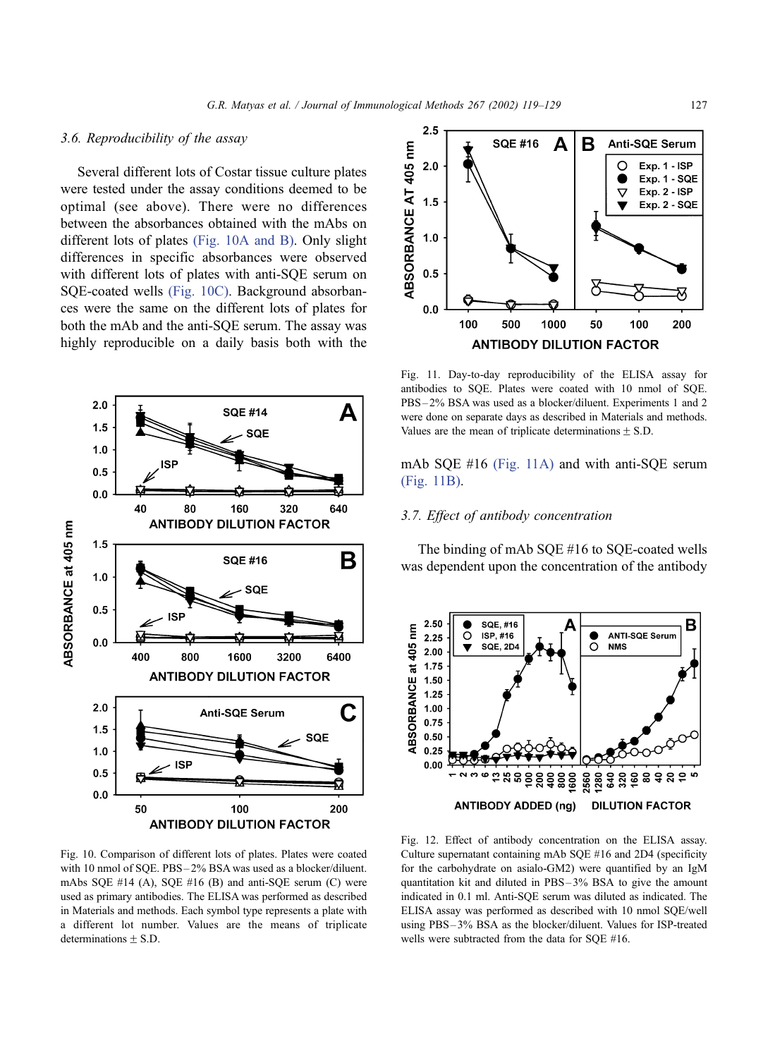### 3.6. Reproducibility of the assay

Several different lots of Costar tissue culture plates were tested under the assay conditions deemed to be optimal (see above). There were no differences between the absorbances obtained with the mAbs on different lots of plates (Fig. 10A and B). Only slight differences in specific absorbances were observed with different lots of plates with anti-SQE serum on SQE-coated wells (Fig. 10C). Background absorbances were the same on the different lots of plates for both the mAb and the anti-SQE serum. The assay was highly reproducible on a daily basis both with the mAb SQE #16 (Fig. 11A) and with anti-SQE serum (Fig. 11B).

Fig. 10. Comparison of different lots of plates. Plates were coated with 10 nmol of SQE. PBS–2% BSA was used as a blocker/diluent. mAbs SQE #14 (A), SQE #16 (B) and anti-SQE serum (C) were used as primary antibodies. The ELISA was performed as described in Materials and methods. Each symbol type represents a plate with a different lot number. Values are the means of triplicate determinations ± S.D.

Fig. 11. Day-to-day reproducibility of the ELISA assay for antibodies to SQE. Plates were coated with 10 nmol of SQE. PBS–2% BSA was used as a blocker/diluent. Experiments 1 and 2 were done on separate days as described in Materials and methods. Values are the mean of triplicate determinations ± S.D.

### 3.7. Effect of antibody concentration

The binding of mAb SQE #16 to SQE-coated wells was dependent upon the concentration of the antibody

Fig. 12. Effect of antibody concentration on the ELISA assay. Culture supernatant containing mAb SQE #16 and 2D4 (specificity for the carbohydrate on asialo-GM2) were quantified by an IgM quantitation kit and diluted in PBS–3% BSA to give the amount indicated in 0.1 ml. Anti-SQE serum was diluted as indicated. The ELISA assay was performed as described with 10 nmol SQE/well using PBS–3% BSA as the blocker/diluent. Values for ISP-treated wells were subtracted from the data for SQE #16.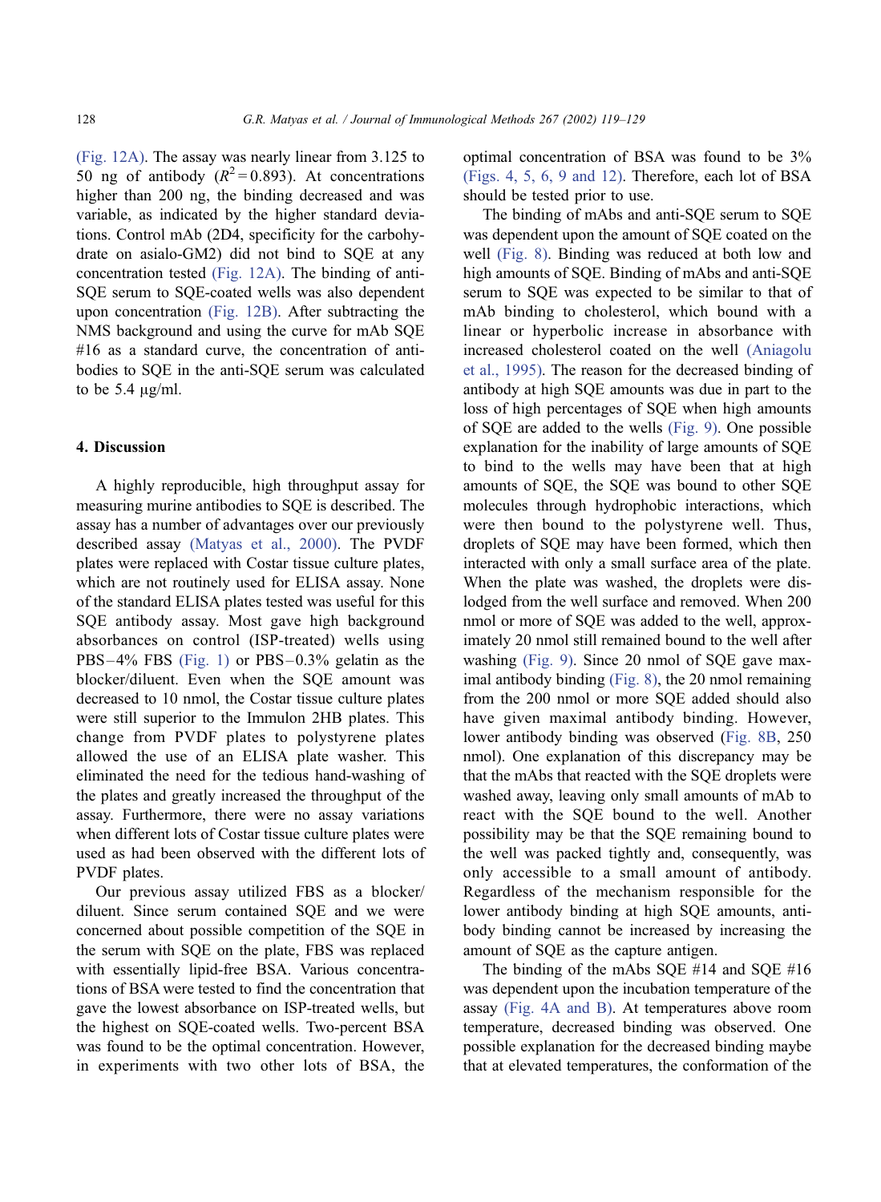(Fig. 12A). The assay was nearly linear from 3.125 to 50 ng of antibody ($R^2 = 0.893$). At concentrations higher than 200 ng, the binding decreased and was variable, as indicated by the higher standard deviations. Control mAb (2D4, specificity for the carbohydrate on asialo-GM2) did not bind to SQE at any concentration tested (Fig. 12A). The binding of anti-SQE serum to SQE-coated wells was also dependent upon concentration (Fig. 12B). After subtracting the NMS background and using the curve for mAb SQE #16 as a standard curve, the concentration of antibodies to SQE in the anti-SQE serum was calculated to be 5.4 μg/ml.

## 4. Discussion

A highly reproducible, high throughput assay for measuring murine antibodies to SQE is described. The assay has a number of advantages over our previously described assay (Matyas et al., 2000). The PVDF plates were replaced with Costar tissue culture plates, which are not routinely used for ELISA assay. None of the standard ELISA plates tested was useful for this SQE antibody assay. Most gave high background absorbances on control (ISP-treated) wells using PBS–4% FBS (Fig. 1) or PBS–0.3% gelatin as the blocker/diluent. Even when the SQE amount was decreased to 10 nmol, the Costar tissue culture plates were still superior to the Immulon 2HB plates. This change from PVDF plates to polystyrene plates allowed the use of an ELISA plate washer. This eliminated the need for the tedious hand-washing of the plates and greatly increased the throughput of the assay. Furthermore, there were no assay variations when different lots of Costar tissue culture plates were used as had been observed with the different lots of PVDF plates.

Our previous assay utilized FBS as a blocker/diluent. Since serum contained SQE and we were concerned about possible competition of the SQE in the serum with SQE on the plate, FBS was replaced with essentially lipid-free BSA. Various concentrations of BSA were tested to find the concentration that gave the lowest absorbance on ISP-treated wells, but the highest on SQE-coated wells. Two-percent BSA was found to be the optimal concentration. However, in experiments with two other lots of BSA, the optimal concentration of BSA was found to be 3% (Figs. 4, 5, 6, 9 and 12). Therefore, each lot of BSA should be tested prior to use.

The binding of mAbs and anti-SQE serum to SQE was dependent upon the amount of SQE coated on the well (Fig. 8). Binding was reduced at both low and high amounts of SQE. Binding of mAbs and anti-SQE serum to SQE was expected to be similar to that of mAb binding to cholesterol, which bound with a linear or hyperbolic increase in absorbance with increased cholesterol coated on the well (Aniagolu et al., 1995). The reason for the decreased binding of antibody at high SQE amounts was due in part to the loss of high percentages of SQE when high amounts of SQE are added to the wells (Fig. 9). One possible explanation for the inability of large amounts of SQE to bind to the wells may have been that at high amounts of SQE, the SQE was bound to other SQE molecules through hydrophobic interactions, which were then bound to the polystyrene well. Thus, droplets of SQE may have been formed, which then interacted with only a small surface area of the plate. When the plate was washed, the droplets were dislodged from the well surface and removed. When 200 nmol or more of SQE was added to the well, approximately 20 nmol still remained bound to the well after washing (Fig. 9). Since 20 nmol of SQE gave maximal antibody binding (Fig. 8), the 20 nmol remaining from the 200 nmol or more SQE added should also have given maximal antibody binding. However, lower antibody binding was observed (Fig. 8B, 250 nmol). One explanation of this discrepancy may be that the mAbs that reacted with the SQE droplets were washed away, leaving only small amounts of mAb to react with the SQE bound to the well. Another possibility may be that the SQE remaining bound to the well was packed tightly and, consequently, was only accessible to a small amount of antibody. Regardless of the mechanism responsible for the lower antibody binding at high SQE amounts, antibody binding cannot be increased by increasing the amount of SQE as the capture antigen.

The binding of the mAbs SQE #14 and SQE #16 was dependent upon the incubation temperature of the assay (Fig. 4A and B). At temperatures above room temperature, decreased binding was observed. One possible explanation for the decreased binding maybe that at elevated temperatures, the conformation of the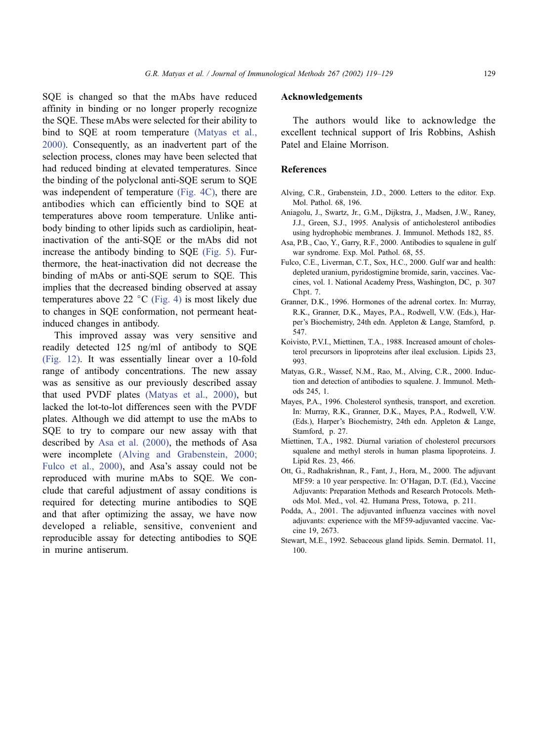SQE is changed so that the mAbs have reduced affinity in binding or no longer properly recognize the SQE. These mAbs were selected for their ability to bind to SQE at room temperature (Matyas et al., 2000). Consequently, as an inadvertent part of the selection process, clones may have been selected that had reduced binding at elevated temperatures. Since the binding of the polyclonal anti-SQE serum to SQE was independent of temperature (Fig. 4C), there are antibodies which can efficiently bind to SQE at temperatures above room temperature. Unlike antibody binding to other lipids such as cardiolipin, heat-inactivation of the anti-SQE or the mAbs did not increase the antibody binding to SQE (Fig. 5). Furthermore, the heat-inactivation did not decrease the binding of mAbs or anti-SQE serum to SQE. This implies that the decreased binding observed at assay temperatures above 22 °C (Fig. 4) is most likely due to changes in SQE conformation, not permeant heat-induced changes in antibody.

This improved assay was very sensitive and readily detected 125 ng/ml of antibody to SQE (Fig. 12). It was essentially linear over a 10-fold range of antibody concentrations. The new assay was as sensitive as our previously described assay that used PVDF plates (Matyas et al., 2000), but lacked the lot-to-lot differences seen with the PVDF plates. Although we did attempt to use the mAbs to SQE to try to compare our new assay with that described by Asa et al. (2000), the methods of Asa were incomplete (Alving and Grabenstein, 2000; Fulco et al., 2000), and Asa's assay could not be reproduced with murine mAbs to SQE. We conclude that careful adjustment of assay conditions is required for detecting murine antibodies to SQE and that after optimizing the assay, we have now developed a reliable, sensitive, convenient and reproducible assay for detecting antibodies to SQE in murine antiserum.

## Acknowledgements

The authors would like to acknowledge the excellent technical support of Iris Robbins, Ashish Patel and Elaine Morrison.

## References

Alving, C.R., Grabenstein, J.D., 2000. Letters to the editor. Exp. Mol. Pathol. 68, 196.

Aniagolu, J., Swartz, Jr., G.M., Dijkstra, J., Madsen, J.W., Raney, J.J., Green, S.J., 1995. Analysis of anticholesterol antibodies using hydrophobic membranes. J. Immunol. Methods 182, 85.

Asa, P.B., Cao, Y., Garry, R.F., 2000. Antibodies to squalene in gulf war syndrome. Exp. Mol. Pathol. 68, 55.

Fulco, C.E., Liverman, C.T., Sox, H.C., 2000. Gulf war and health: depleted uranium, pyridostigmine bromide, sarin, vaccines. Vaccines, vol. 1. National Academy Press, Washington, DC, p. 307 Chpt. 7.

Granner, D.K., 1996. Hormones of the adrenal cortex. In: Murray, R.K., Granner, D.K., Mayes, P.A., Rodwell, V.W. (Eds.), Harper's Biochemistry, 24th edn. Appleton & Lange, Stamford, p. 547.

Koivisto, P.V.I., Miettinen, T.A., 1988. Increased amount of cholesterol precursors in lipoproteins after ileal exclusion. Lipids 23, 993.

Matyas, G.R., Wassef, N.M., Rao, M., Alving, C.R., 2000. Induction and detection of antibodies to squalene. J. Immunol. Methods 245, 1.

Mayes, P.A., 1996. Cholesterol synthesis, transport, and excretion. In: Murray, R.K., Granner, D.K., Mayes, P.A., Rodwell, V.W. (Eds.), Harper's Biochemistry, 24th edn. Appleton & Lange, Stamford, p. 27.

Miettinen, T.A., 1982. Diurnal variation of cholesterol precursors squalene and methyl sterols in human plasma lipoproteins. J. Lipid Res. 23, 466.

Ott, G., Radhakrishnan, R., Fant, J., Hora, M., 2000. The adjuvant MF59: a 10 year perspective. In: O'Hagan, D.T. (Ed.), Vaccine Adjuvants: Preparation Methods and Research Protocols. Methods Mol. Med., vol. 42. Humana Press, Totowa, p. 211.

Podda, A., 2001. The adjuvanted influenza vaccines with novel adjuvants: experience with the MF59-adjuvanted vaccine. Vaccine 19, 2673.

Stewart, M.E., 1992. Sebaceous gland lipids. Semin. Dermatol. 11, 100.